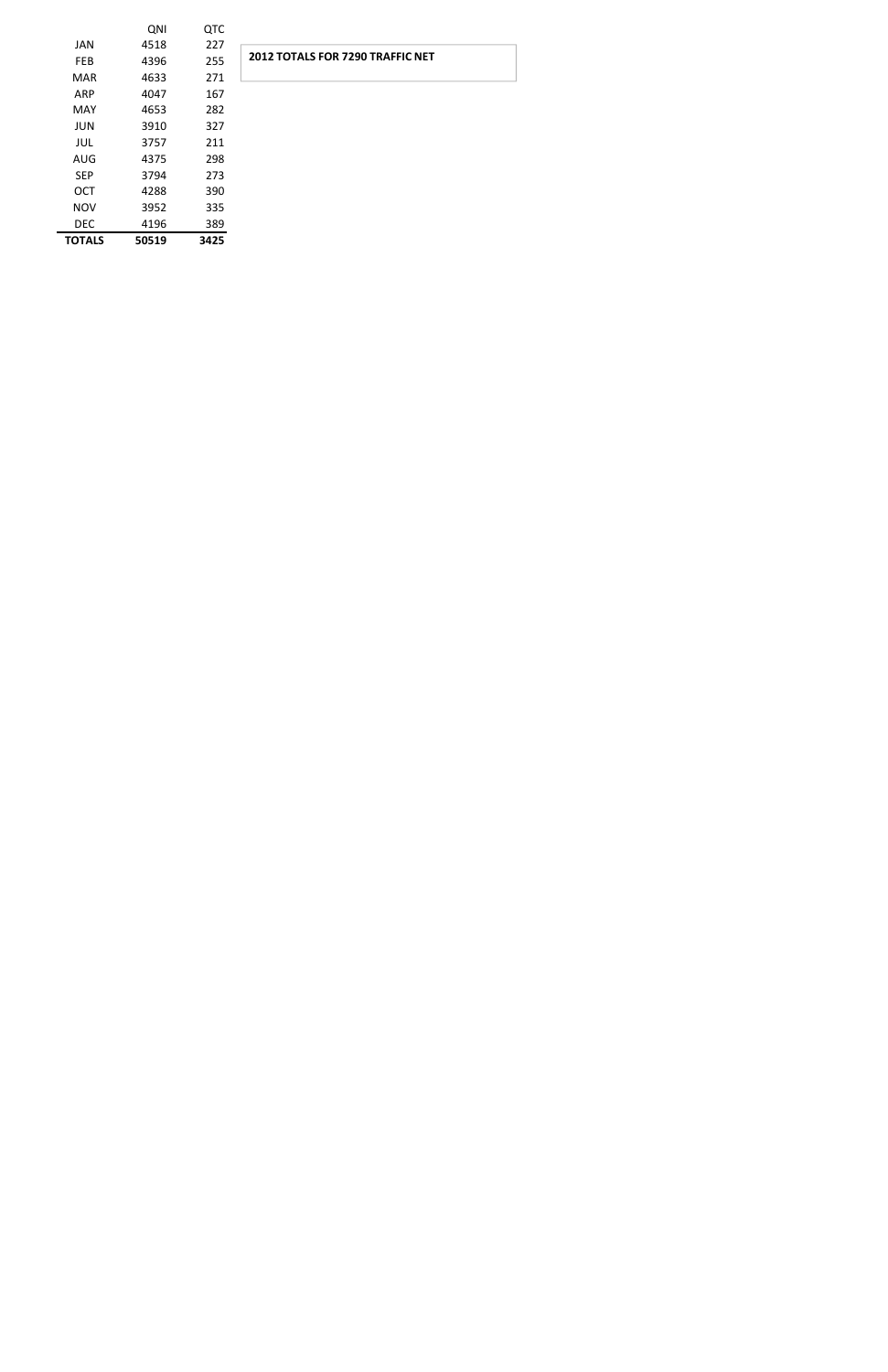**2012 TOTALS FOR 7290 TRAFFIC NET**

| | QNI | QTC |
|---|---|---|
| JAN | 4518 | 227 |
| FEB | 4396 | 255 |
| MAR | 4633 | 271 |
| ARP | 4047 | 167 |
| MAY | 4653 | 282 |
| JUN | 3910 | 327 |
| JUL | 3757 | 211 |
| AUG | 4375 | 298 |
| SEP | 3794 | 273 |
| OCT | 4288 | 390 |
| NOV | 3952 | 335 |
| DEC | 4196 | 389 |
| **TOTALS** | **50519** | **3425** |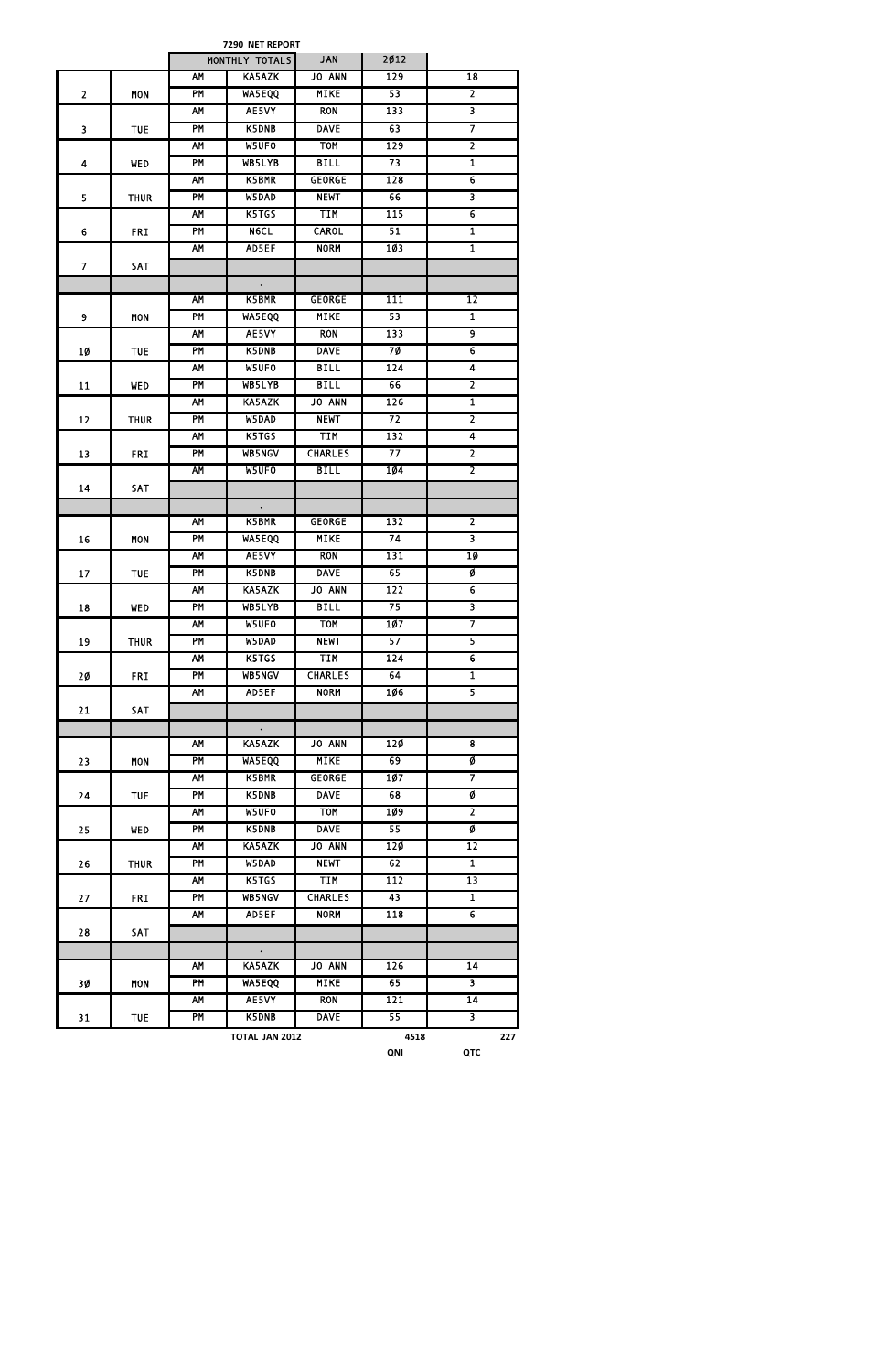**7290 NET REPORT**

| | | MONTHLY TOTALS | | JAN | 2012 | |
|---|---|---|---|---|---|---|
| | | AM | KA5AZK | JO ANN | 129 | 18 |
| 2 | MON | PM | WA5EQQ | MIKE | 53 | 2 |
| | | AM | AE5VY | RON | 133 | 3 |
| 3 | TUE | PM | K5DNB | DAVE | 63 | 7 |
| | | AM | W5UFO | TOM | 129 | 2 |
| 4 | WED | PM | WB5LYB | BILL | 73 | 1 |
| | | AM | K5BMR | GEORGE | 128 | 6 |
| 5 | THUR | PM | W5DAD | NEWT | 66 | 3 |
| | | AM | K5TGS | TIM | 115 | 6 |
| 6 | FRI | PM | N6CL | CAROL | 51 | 1 |
| | | AM | AD5EF | NORM | 103 | 1 |
| 7 | SAT | | | | | |
| | | | . | | | |
| | | AM | K5BMR | GEORGE | 111 | 12 |
| 9 | MON | PM | WA5EQQ | MIKE | 53 | 1 |
| | | AM | AE5VY | RON | 133 | 9 |
| 10 | TUE | PM | K5DNB | DAVE | 70 | 6 |
| | | AM | W5UFO | BILL | 124 | 4 |
| 11 | WED | PM | WB5LYB | BILL | 66 | 2 |
| | | AM | KA5AZK | JO ANN | 126 | 1 |
| 12 | THUR | PM | W5DAD | NEWT | 72 | 2 |
| | | AM | K5TGS | TIM | 132 | 4 |
| 13 | FRI | PM | WB5NGV | CHARLES | 77 | 2 |
| | | AM | W5UFO | BILL | 104 | 2 |
| 14 | SAT | | | | | |
| | | | . | | | |
| | | AM | K5BMR | GEORGE | 132 | 2 |
| 16 | MON | PM | WA5EQQ | MIKE | 74 | 3 |
| | | AM | AE5VY | RON | 131 | 10 |
| 17 | TUE | PM | K5DNB | DAVE | 65 | 0 |
| | | AM | KA5AZK | JO ANN | 122 | 6 |
| 18 | WED | PM | WB5LYB | BILL | 75 | 3 |
| | | AM | W5UFO | TOM | 107 | 7 |
| 19 | THUR | PM | W5DAD | NEWT | 57 | 5 |
| | | AM | K5TGS | TIM | 124 | 6 |
| 20 | FRI | PM | WB5NGV | CHARLES | 64 | 1 |
| | | AM | AD5EF | NORM | 106 | 5 |
| 21 | SAT | | | | | |
| | | | . | | | |
| | | AM | KA5AZK | JO ANN | 120 | 8 |
| 23 | MON | PM | WA5EQQ | MIKE | 69 | 0 |
| | | AM | K5BMR | GEORGE | 107 | 7 |
| 24 | TUE | PM | K5DNB | DAVE | 68 | 0 |
| | | AM | W5UFO | TOM | 109 | 2 |
| 25 | WED | PM | K5DNB | DAVE | 55 | 0 |
| | | AM | KA5AZK | JO ANN | 120 | 12 |
| 26 | THUR | PM | W5DAD | NEWT | 62 | 1 |
| | | AM | K5TGS | TIM | 112 | 13 |
| 27 | FRI | PM | WB5NGV | CHARLES | 43 | 1 |
| | | AM | AD5EF | NORM | 118 | 6 |
| 28 | SAT | | | | | |
| | | | . | | | |
| | | AM | KA5AZK | JO ANN | 126 | 14 |
| 30 | MON | PM | WA5EQQ | MIKE | 65 | 3 |
| | | AM | AE5VY | RON | 121 | 14 |
| 31 | TUE | PM | K5DNB | DAVE | 55 | 3 |
| | | | TOTAL JAN 2012 | | 4518 | 227 |
| | | | | | QNI | QTC |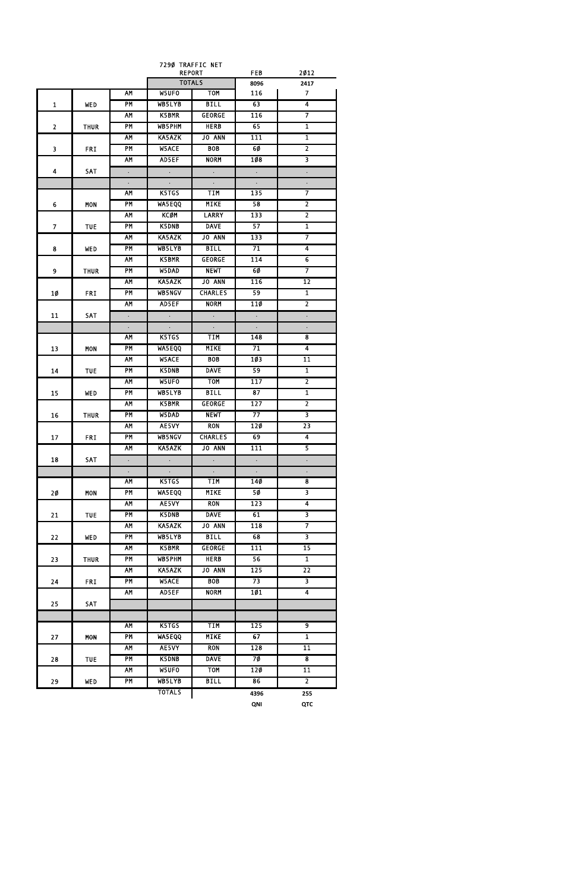# 729Ø TRAFFIC NET REPORT

| | | | TOTALS | | FEB | 2Ø12 |
|---|---|---|---|---|---|---|
| | | | | | 8096 | 2417 |
| 1 | WED | AM | W5UFO | TOM | 116 | 7 |
| | | PM | WB5LYB | BILL | 63 | 4 |
| 2 | THUR | AM | K5BMR | GEORGE | 116 | 7 |
| | | PM | WB5PHM | HERB | 65 | 1 |
| 3 | FRI | AM | KA5AZK | JO ANN | 111 | 1 |
| | | PM | W5ACE | BOB | 6Ø | 2 |
| 4 | SAT | AM | AD5EF | NORM | 1Ø8 | 3 |
| | | . | . | . | . | . |
| | | . | . | . | . | . |
| 6 | MON | AM | K5TGS | TIM | 135 | 7 |
| | | PM | WA5EQQ | MIKE | 58 | 2 |
| 7 | TUE | AM | KCØM | LARRY | 133 | 2 |
| | | PM | K5DNB | DAVE | 57 | 1 |
| 8 | WED | AM | KA5AZK | JO ANN | 133 | 7 |
| | | PM | WB5LYB | BILL | 71 | 4 |
| 9 | THUR | AM | K5BMR | GEORGE | 114 | 6 |
| | | PM | W5DAD | NEWT | 6Ø | 7 |
| 1Ø | FRI | AM | KA5AZK | JO ANN | 116 | 12 |
| | | PM | WB5NGV | CHARLES | 59 | 1 |
| 11 | SAT | AM | AD5EF | NORM | 11Ø | 2 |
| | | . | . | . | . | . |
| | | . | . | . | . | . |
| 13 | MON | AM | K5TGS | TIM | 148 | 8 |
| | | PM | WA5EQQ | MIKE | 71 | 4 |
| 14 | TUE | AM | W5ACE | BOB | 1Ø3 | 11 |
| | | PM | K5DNB | DAVE | 59 | 1 |
| 15 | WED | AM | W5UFO | TOM | 117 | 2 |
| | | PM | WB5LYB | BILL | 87 | 1 |
| 16 | THUR | AM | K5BMR | GEORGE | 127 | 2 |
| | | PM | W5DAD | NEWT | 77 | 3 |
| 17 | FRI | AM | AE5VY | RON | 12Ø | 23 |
| | | PM | WB5NGV | CHARLES | 69 | 4 |
| 18 | SAT | AM | KA5AZK | JO ANN | 111 | 5 |
| | | . | . | . | . | . |
| | | . | . | . | . | . |
| 2Ø | MON | AM | K5TGS | TIM | 14Ø | 8 |
| | | PM | WA5EQQ | MIKE | 5Ø | 3 |
| 21 | TUE | AM | AE5VY | RON | 123 | 4 |
| | | PM | K5DNB | DAVE | 61 | 3 |
| 22 | WED | AM | KA5AZK | JO ANN | 118 | 7 |
| | | PM | WB5LYB | BILL | 68 | 3 |
| 23 | THUR | AM | K5BMR | GEORGE | 111 | 15 |
| | | PM | WB5PHM | HERB | 56 | 1 |
| 24 | FRI | AM | KA5AZK | JO ANN | 125 | 22 |
| | | PM | W5ACE | BOB | 73 | 3 |
| 25 | SAT | AM | AD5EF | NORM | 1Ø1 | 4 |
| | | | | | | |
| | | | | | | |
| 27 | MON | AM | K5TGS | TIM | 125 | 9 |
| | | PM | WA5EQQ | MIKE | 67 | 1 |
| 28 | TUE | AM | AE5VY | RON | 128 | 11 |
| | | PM | K5DNB | DAVE | 7Ø | 8 |
| 29 | WED | AM | W5UFO | TOM | 12Ø | 11 |
| | | PM | WB5LYB | BILL | 86 | 2 |
| | | | TOTALS | | 4396 | 255 |
| | | | | | QNI | QTC |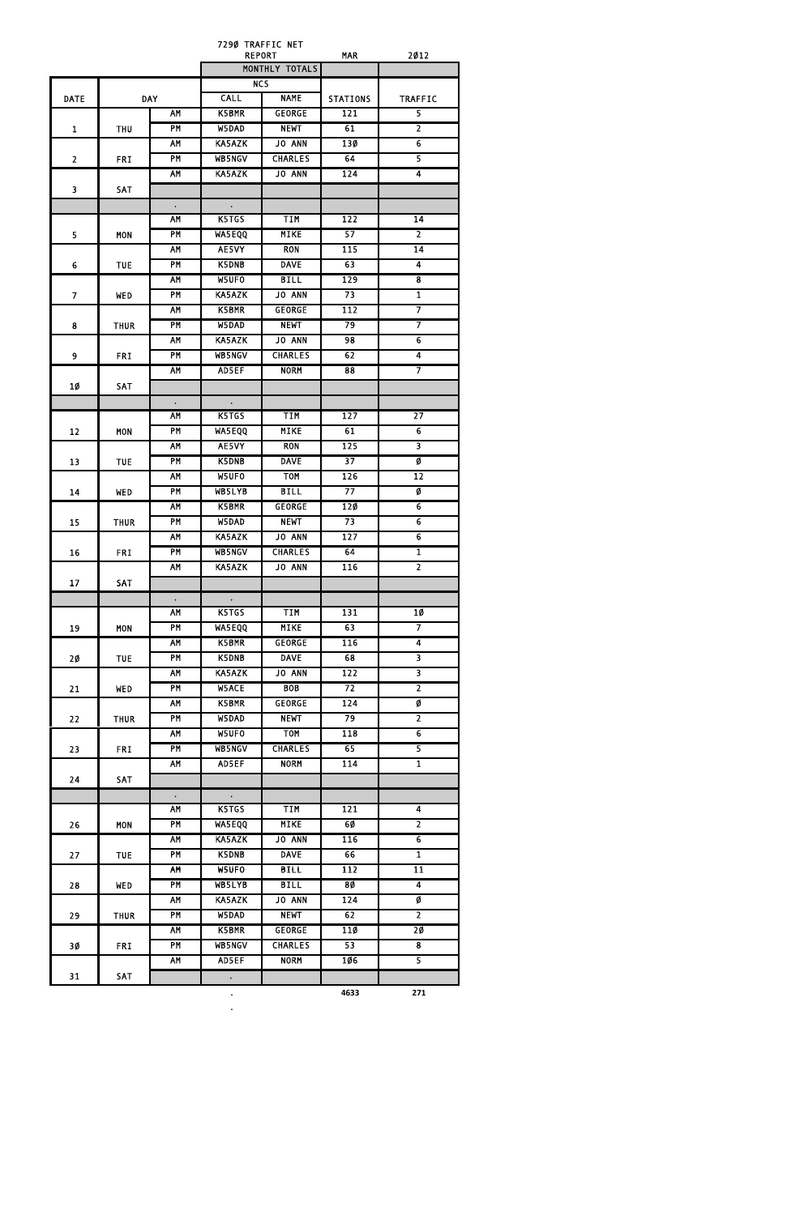7290 TRAFFIC NET REPORT — MAR 2012

| DATE | DAY | | NCS CALL | NCS NAME | STATIONS | TRAFFIC |
|---|---|---|---|---|---|---|
| | | | MONTHLY TOTALS | | | |
| 1 | THU | AM | K5BMR | GEORGE | 121 | 5 |
| | | PM | W5DAD | NEWT | 61 | 2 |
| 2 | FRI | AM | KA5AZK | JO ANN | 130 | 6 |
| | | PM | WB5NGV | CHARLES | 64 | 5 |
| 3 | SAT | AM | KA5AZK | JO ANN | 124 | 4 |
| | | | | | | |
| | | . | . | | | |
| 5 | MON | AM | K5TGS | TIM | 122 | 14 |
| | | PM | WA5EQQ | MIKE | 57 | 2 |
| 6 | TUE | AM | AE5VY | RON | 115 | 14 |
| | | PM | K5DNB | DAVE | 63 | 4 |
| 7 | WED | AM | W5UFO | BILL | 129 | 8 |
| | | PM | KA5AZK | JO ANN | 73 | 1 |
| 8 | THUR | AM | K5BMR | GEORGE | 112 | 7 |
| | | PM | W5DAD | NEWT | 79 | 7 |
| 9 | FRI | AM | KA5AZK | JO ANN | 98 | 6 |
| | | PM | WB5NGV | CHARLES | 62 | 4 |
| 10 | SAT | AM | AD5EF | NORM | 88 | 7 |
| | | | | | | |
| | | . | . | | | |
| 12 | MON | AM | K5TGS | TIM | 127 | 27 |
| | | PM | WA5EQQ | MIKE | 61 | 6 |
| 13 | TUE | AM | AE5VY | RON | 125 | 3 |
| | | PM | K5DNB | DAVE | 37 | 0 |
| 14 | WED | AM | W5UFO | TOM | 126 | 12 |
| | | PM | WB5LYB | BILL | 77 | 0 |
| 15 | THUR | AM | K5BMR | GEORGE | 120 | 6 |
| | | PM | W5DAD | NEWT | 73 | 6 |
| 16 | FRI | AM | KA5AZK | JO ANN | 127 | 6 |
| | | PM | WB5NGV | CHARLES | 64 | 1 |
| 17 | SAT | AM | KA5AZK | JO ANN | 116 | 2 |
| | | | | | | |
| | | . | . | | | |
| 19 | MON | AM | K5TGS | TIM | 131 | 10 |
| | | PM | WA5EQQ | MIKE | 63 | 7 |
| 20 | TUE | AM | K5BMR | GEORGE | 116 | 4 |
| | | PM | K5DNB | DAVE | 68 | 3 |
| 21 | WED | AM | KA5AZK | JO ANN | 122 | 3 |
| | | PM | W5ACE | BOB | 72 | 2 |
| 22 | THUR | AM | K5BMR | GEORGE | 124 | 0 |
| | | PM | W5DAD | NEWT | 79 | 2 |
| 23 | FRI | AM | W5UFO | TOM | 118 | 6 |
| | | PM | WB5NGV | CHARLES | 65 | 5 |
| 24 | SAT | AM | AD5EF | NORM | 114 | 1 |
| | | | | | | |
| | | . | . | | | |
| 26 | MON | AM | K5TGS | TIM | 121 | 4 |
| | | PM | WA5EQQ | MIKE | 60 | 2 |
| 27 | TUE | AM | KA5AZK | JO ANN | 116 | 6 |
| | | PM | K5DNB | DAVE | 66 | 1 |
| 28 | WED | AM | W5UFO | BILL | 112 | 11 |
| | | PM | WB5LYB | BILL | 80 | 4 |
| 29 | THUR | AM | KA5AZK | JO ANN | 124 | 0 |
| | | PM | W5DAD | NEWT | 62 | 2 |
| 30 | FRI | AM | K5BMR | GEORGE | 110 | 20 |
| | | PM | WB5NGV | CHARLES | 53 | 8 |
| 31 | SAT | AM | AD5EF | NORM | 106 | 5 |
| | | | . | | | |
| | | | . | | 4633 | 271 |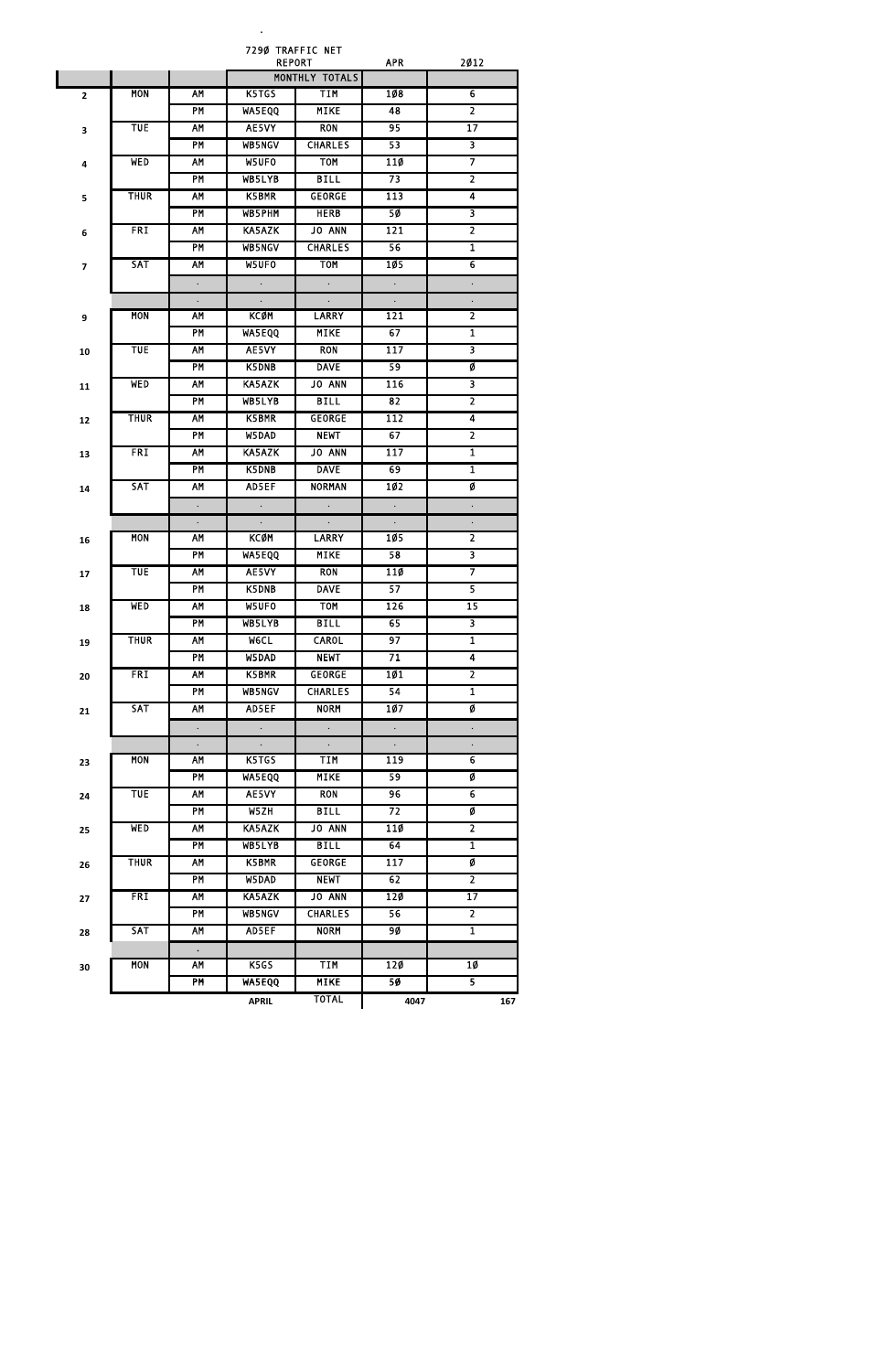7290 TRAFFIC NET REPORT APR 2012

| | | | | MONTHLY TOTALS | | |
|---|---|---|---|---|---|---|
| 2 | MON | AM | K5TGS | TIM | 108 | 6 |
| | | PM | WA5EQQ | MIKE | 48 | 2 |
| 3 | TUE | AM | AE5VY | RON | 95 | 17 |
| | | PM | WB5NGV | CHARLES | 53 | 3 |
| 4 | WED | AM | W5UFO | TOM | 110 | 7 |
| | | PM | WB5LYB | BILL | 73 | 2 |
| 5 | THUR | AM | K5BMR | GEORGE | 113 | 4 |
| | | PM | WB5PHM | HERB | 50 | 3 |
| 6 | FRI | AM | KA5AZK | JO ANN | 121 | 2 |
| | | PM | WB5NGV | CHARLES | 56 | 1 |
| 7 | SAT | AM | W5UFO | TOM | 105 | 6 |
| | | . | . | . | . | . |
| | | . | . | . | . | . |
| 9 | MON | AM | KC0M | LARRY | 121 | 2 |
| | | PM | WA5EQQ | MIKE | 67 | 1 |
| 10 | TUE | AM | AE5VY | RON | 117 | 3 |
| | | PM | K5DNB | DAVE | 59 | 0 |
| 11 | WED | AM | KA5AZK | JO ANN | 116 | 3 |
| | | PM | WB5LYB | BILL | 82 | 2 |
| 12 | THUR | AM | K5BMR | GEORGE | 112 | 4 |
| | | PM | W5DAD | NEWT | 67 | 2 |
| 13 | FRI | AM | KA5AZK | JO ANN | 117 | 1 |
| | | PM | K5DNB | DAVE | 69 | 1 |
| 14 | SAT | AM | AD5EF | NORMAN | 102 | 0 |
| | | . | . | . | . | . |
| | | . | . | . | . | . |
| 16 | MON | AM | KC0M | LARRY | 105 | 2 |
| | | PM | WA5EQQ | MIKE | 58 | 3 |
| 17 | TUE | AM | AE5VY | RON | 110 | 7 |
| | | PM | K5DNB | DAVE | 57 | 5 |
| 18 | WED | AM | W5UFO | TOM | 126 | 15 |
| | | PM | WB5LYB | BILL | 65 | 3 |
| 19 | THUR | AM | W6CL | CAROL | 97 | 1 |
| | | PM | W5DAD | NEWT | 71 | 4 |
| 20 | FRI | AM | K5BMR | GEORGE | 101 | 2 |
| | | PM | WB5NGV | CHARLES | 54 | 1 |
| 21 | SAT | AM | AD5EF | NORM | 107 | 0 |
| | | . | . | . | . | . |
| | | . | . | . | . | . |
| 23 | MON | AM | K5TGS | TIM | 119 | 6 |
| | | PM | WA5EQQ | MIKE | 59 | 0 |
| 24 | TUE | AM | AE5VY | RON | 96 | 6 |
| | | PM | W5ZH | BILL | 72 | 0 |
| 25 | WED | AM | KA5AZK | JO ANN | 110 | 2 |
| | | PM | WB5LYB | BILL | 64 | 1 |
| 26 | THUR | AM | K5BMR | GEORGE | 117 | 0 |
| | | PM | W5DAD | NEWT | 62 | 2 |
| 27 | FRI | AM | KA5AZK | JO ANN | 120 | 17 |
| | | PM | WB5NGV | CHARLES | 56 | 2 |
| 28 | SAT | AM | AD5EF | NORM | 90 | 1 |
| | | . | | | | |
| 30 | MON | AM | K5GS | TIM | 120 | 10 |
| | | PM | WA5EQQ | MIKE | 50 | 5 |
| | | | APRIL | TOTAL | 4047 | 167 |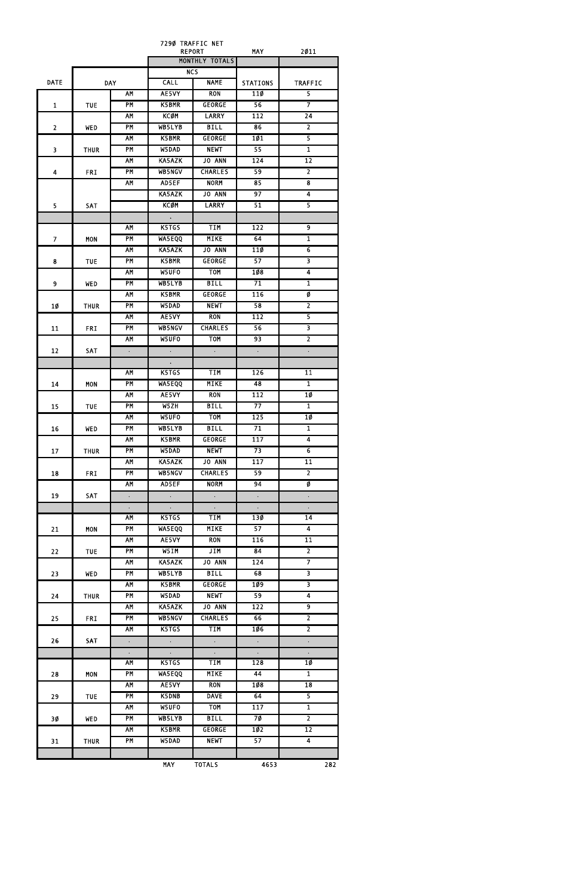7290 TRAFFIC NET REPORT MAY 2011

| DATE | DAY | | NCS CALL | NCS NAME | STATIONS | TRAFFIC |
|---|---|---|---|---|---|---|
| 1 | TUE | AM | AE5VY | RON | 110 | 5 |
| | | PM | K5BMR | GEORGE | 56 | 7 |
| 2 | WED | AM | KC0M | LARRY | 112 | 24 |
| | | PM | WB5LYB | BILL | 86 | 2 |
| 3 | THUR | AM | K5BMR | GEORGE | 101 | 5 |
| | | PM | W5DAD | NEWT | 55 | 1 |
| 4 | FRI | AM | KA5AZK | JO ANN | 124 | 12 |
| | | PM | WB5NGV | CHARLES | 59 | 2 |
| 5 | SAT | AM | AD5EF | NORM | 85 | 8 |
| | | | KA5AZK | JO ANN | 97 | 4 |
| | | | KC0M | LARRY | 51 | 5 |
| | | | . | | | |
| 7 | MON | AM | K5TGS | TIM | 122 | 9 |
| | | PM | WA5EQQ | MIKE | 64 | 1 |
| 8 | TUE | AM | KA5AZK | JO ANN | 110 | 6 |
| | | PM | K5BMR | GEORGE | 57 | 3 |
| 9 | WED | AM | W5UFO | TOM | 108 | 4 |
| | | PM | WB5LYB | BILL | 71 | 1 |
| 10 | THUR | AM | K5BMR | GEORGE | 116 | 0 |
| | | PM | W5DAD | NEWT | 58 | 2 |
| 11 | FRI | AM | AE5VY | RON | 112 | 5 |
| | | PM | WB5NGV | CHARLES | 56 | 3 |
| 12 | SAT | AM | W5UFO | TOM | 93 | 2 |
| | | . | . | . | . | . |
| | | | . | | | |
| 14 | MON | AM | K5TGS | TIM | 126 | 11 |
| | | PM | WA5EQQ | MIKE | 48 | 1 |
| 15 | TUE | AM | AE5VY | RON | 112 | 10 |
| | | PM | W5ZH | BILL | 77 | 1 |
| 16 | WED | AM | W5UFO | TOM | 125 | 10 |
| | | PM | WB5LYB | BILL | 71 | 1 |
| 17 | THUR | AM | K5BMR | GEORGE | 117 | 4 |
| | | PM | W5DAD | NEWT | 73 | 6 |
| 18 | FRI | AM | KA5AZK | JO ANN | 117 | 11 |
| | | PM | WB5NGV | CHARLES | 59 | 2 |
| 19 | SAT | AM | AD5EF | NORM | 94 | 0 |
| | | . | . | . | . | . |
| | | . | . | . | . | . |
| 21 | MON | AM | K5TGS | TIM | 130 | 14 |
| | | PM | WA5EQQ | MIKE | 57 | 4 |
| 22 | TUE | AM | AE5VY | RON | 116 | 11 |
| | | PM | W5IM | JIM | 84 | 2 |
| 23 | WED | AM | KA5AZK | JO ANN | 124 | 7 |
| | | PM | WB5LYB | BILL | 68 | 3 |
| 24 | THUR | AM | K5BMR | GEORGE | 109 | 3 |
| | | PM | W5DAD | NEWT | 59 | 4 |
| 25 | FRI | AM | KA5AZK | JO ANN | 122 | 9 |
| | | PM | WB5NGV | CHARLES | 66 | 2 |
| 26 | SAT | AM | K5TGS | TIM | 106 | 2 |
| | | . | . | . | . | . |
| | | . | . | . | . | . |
| 28 | MON | AM | K5TGS | TIM | 128 | 10 |
| | | PM | WA5EQQ | MIKE | 44 | 1 |
| 29 | TUE | AM | AE5VY | RON | 108 | 18 |
| | | PM | K5DNB | DAVE | 64 | 5 |
| 30 | WED | AM | W5UFO | TOM | 117 | 1 |
| | | PM | WB5LYB | BILL | 70 | 2 |
| 31 | THUR | AM | K5BMR | GEORGE | 102 | 12 |
| | | PM | W5DAD | NEWT | 57 | 4 |
| | | | | | | |
| | | | MAY | TOTALS | 4653 | 282 |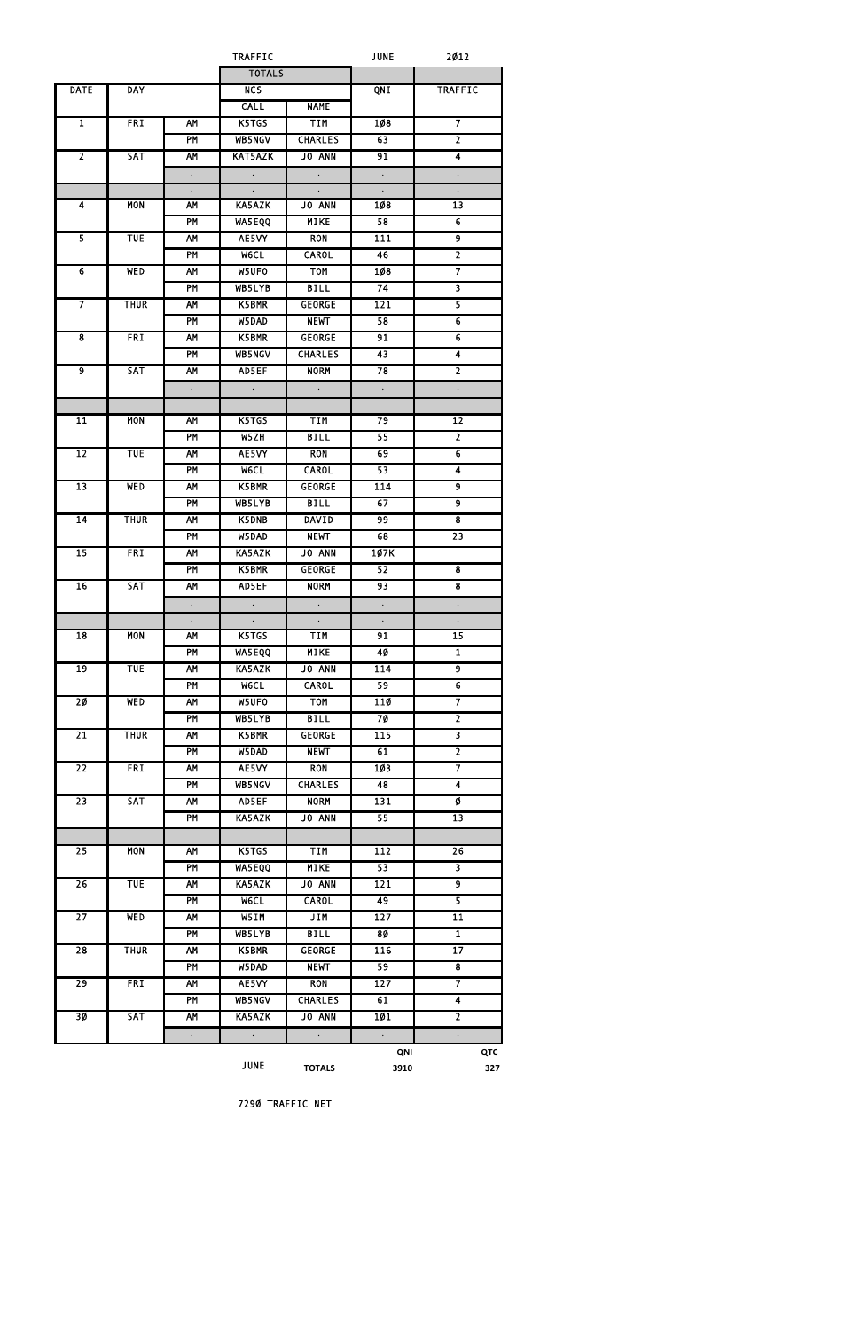TRAFFIC JUNE 2Ø12

| DATE | DAY | | NCS CALL | NAME | QNI | TRAFFIC |
|---|---|---|---|---|---|---|
| 1 | FRI | AM | K5TGS | TIM | 1Ø8 | 7 |
| | | PM | WB5NGV | CHARLES | 63 | 2 |
| 2 | SAT | AM | KAT5AZK | JO ANN | 91 | 4 |
| | | . | . | . | . | . |
| | | . | . | . | . | . |
| 4 | MON | AM | KA5AZK | JO ANN | 1Ø8 | 13 |
| | | PM | WA5EQQ | MIKE | 58 | 6 |
| 5 | TUE | AM | AE5VY | RON | 111 | 9 |
| | | PM | W6CL | CAROL | 46 | 2 |
| 6 | WED | AM | W5UFO | TOM | 1Ø8 | 7 |
| | | PM | WB5LYB | BILL | 74 | 3 |
| 7 | THUR | AM | K5BMR | GEORGE | 121 | 5 |
| | | PM | W5DAD | NEWT | 58 | 6 |
| 8 | FRI | AM | K5BMR | GEORGE | 91 | 6 |
| | | PM | WB5NGV | CHARLES | 43 | 4 |
| 9 | SAT | AM | AD5EF | NORM | 78 | 2 |
| | | . | . | . | . | . |
| | | | | | | |
| 11 | MON | AM | K5TGS | TIM | 79 | 12 |
| | | PM | W5ZH | BILL | 55 | 2 |
| 12 | TUE | AM | AE5VY | RON | 69 | 6 |
| | | PM | W6CL | CAROL | 53 | 4 |
| 13 | WED | AM | K5BMR | GEORGE | 114 | 9 |
| | | PM | WB5LYB | BILL | 67 | 9 |
| 14 | THUR | AM | K5DNB | DAVID | 99 | 8 |
| | | PM | W5DAD | NEWT | 68 | 23 |
| 15 | FRI | AM | KA5AZK | JO ANN | 1Ø7K | |
| | | PM | K5BMR | GEORGE | 52 | 8 |
| 16 | SAT | AM | AD5EF | NORM | 93 | 8 |
| | | . | . | . | . | . |
| | | . | . | . | . | . |
| 18 | MON | AM | K5TGS | TIM | 91 | 15 |
| | | PM | WA5EQQ | MIKE | 4Ø | 1 |
| 19 | TUE | AM | KA5AZK | JO ANN | 114 | 9 |
| | | PM | W6CL | CAROL | 59 | 6 |
| 2Ø | WED | AM | W5UFO | TOM | 11Ø | 7 |
| | | PM | WB5LYB | BILL | 7Ø | 2 |
| 21 | THUR | AM | K5BMR | GEORGE | 115 | 3 |
| | | PM | W5DAD | NEWT | 61 | 2 |
| 22 | FRI | AM | AE5VY | RON | 1Ø3 | 7 |
| | | PM | WB5NGV | CHARLES | 48 | 4 |
| 23 | SAT | AM | AD5EF | NORM | 131 | Ø |
| | | PM | KA5AZK | JO ANN | 55 | 13 |
| | | | | | | |
| 25 | MON | AM | K5TGS | TIM | 112 | 26 |
| | | PM | WA5EQQ | MIKE | 53 | 3 |
| 26 | TUE | AM | KA5AZK | JO ANN | 121 | 9 |
| | | PM | W6CL | CAROL | 49 | 5 |
| 27 | WED | AM | W5IM | JIM | 127 | 11 |
| | | PM | WB5LYB | BILL | 8Ø | 1 |
| 28 | THUR | AM | K5BMR | GEORGE | 116 | 17 |
| | | PM | W5DAD | NEWT | 59 | 8 |
| 29 | FRI | AM | AE5VY | RON | 127 | 7 |
| | | PM | WB5NGV | CHARLES | 61 | 4 |
| 3Ø | SAT | AM | KA5AZK | JO ANN | 1Ø1 | 2 |
| | | . | . | . | . | . |
| | | | JUNE | TOTALS | QNI 3910 | QTC 327 |

729Ø TRAFFIC NET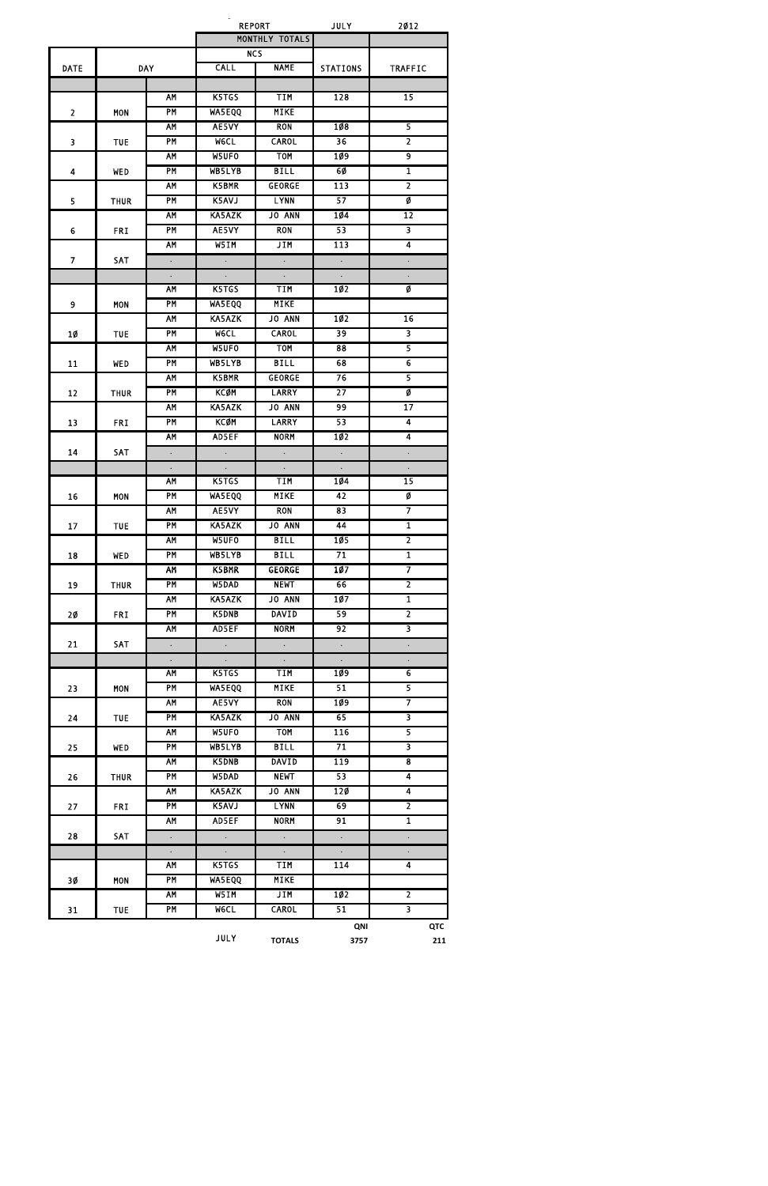| | | | REPORT | | JULY | 2012 |
|---|---|---|---|---|---|---|
| | | | MONTHLY TOTALS | | | |
| | | | NCS | | | |
| DATE | DAY | | CALL | NAME | STATIONS | TRAFFIC |
| | | | | | | |
| | | AM | K5TGS | TIM | 128 | 15 |
| 2 | MON | PM | WA5EQQ | MIKE | | |
| | | AM | AE5VY | RON | 108 | 5 |
| 3 | TUE | PM | W6CL | CAROL | 36 | 2 |
| | | AM | W5UFO | TOM | 109 | 9 |
| 4 | WED | PM | WB5LYB | BILL | 60 | 1 |
| | | AM | K5BMR | GEORGE | 113 | 2 |
| 5 | THUR | PM | K5AVJ | LYNN | 57 | 0 |
| | | AM | KA5AZK | JO ANN | 104 | 12 |
| 6 | FRI | PM | AE5VY | RON | 53 | 3 |
| | | AM | W5IM | JIM | 113 | 4 |
| 7 | SAT | . | . | . | . | . |
| | | . | . | . | . | . |
| | | AM | K5TGS | TIM | 102 | 0 |
| 9 | MON | PM | WA5EQQ | MIKE | | |
| | | AM | KA5AZK | JO ANN | 102 | 16 |
| 10 | TUE | PM | W6CL | CAROL | 39 | 3 |
| | | AM | W5UFO | TOM | 88 | 5 |
| 11 | WED | PM | WB5LYB | BILL | 68 | 6 |
| | | AM | K5BMR | GEORGE | 76 | 5 |
| 12 | THUR | PM | KC0M | LARRY | 27 | 0 |
| | | AM | KA5AZK | JO ANN | 99 | 17 |
| 13 | FRI | PM | KC0M | LARRY | 53 | 4 |
| | | AM | AD5EF | NORM | 102 | 4 |
| 14 | SAT | . | . | . | . | . |
| | | . | . | . | . | . |
| | | AM | K5TGS | TIM | 104 | 15 |
| 16 | MON | PM | WA5EQQ | MIKE | 42 | 0 |
| | | AM | AE5VY | RON | 83 | 7 |
| 17 | TUE | PM | KA5AZK | JO ANN | 44 | 1 |
| | | AM | W5UFO | BILL | 105 | 2 |
| 18 | WED | PM | WB5LYB | BILL | 71 | 1 |
| | | AM | K5BMR | GEORGE | 107 | 7 |
| 19 | THUR | PM | W5DAD | NEWT | 66 | 2 |
| | | AM | KA5AZK | JO ANN | 107 | 1 |
| 20 | FRI | PM | K5DNB | DAVID | 59 | 2 |
| | | AM | AD5EF | NORM | 92 | 3 |
| 21 | SAT | . | . | . | . | . |
| | | . | . | . | . | . |
| | | AM | K5TGS | TIM | 109 | 6 |
| 23 | MON | PM | WA5EQQ | MIKE | 51 | 5 |
| | | AM | AE5VY | RON | 109 | 7 |
| 24 | TUE | PM | KA5AZK | JO ANN | 65 | 3 |
| | | AM | W5UFO | TOM | 116 | 5 |
| 25 | WED | PM | WB5LYB | BILL | 71 | 3 |
| | | AM | K5DNB | DAVID | 119 | 8 |
| 26 | THUR | PM | W5DAD | NEWT | 53 | 4 |
| | | AM | KA5AZK | JO ANN | 120 | 4 |
| 27 | FRI | PM | K5AVJ | LYNN | 69 | 2 |
| | | AM | AD5EF | NORM | 91 | 1 |
| 28 | SAT | . | . | . | . | . |
| | | . | . | . | . | . |
| | | AM | K5TGS | TIM | 114 | 4 |
| 30 | MON | PM | WA5EQQ | MIKE | | |
| | | AM | W5IM | JIM | 102 | 2 |
| 31 | TUE | PM | W6CL | CAROL | 51 | 3 |
| | | | | | QNI | QTC |
| | | | JULY | TOTALS | 3757 | 211 |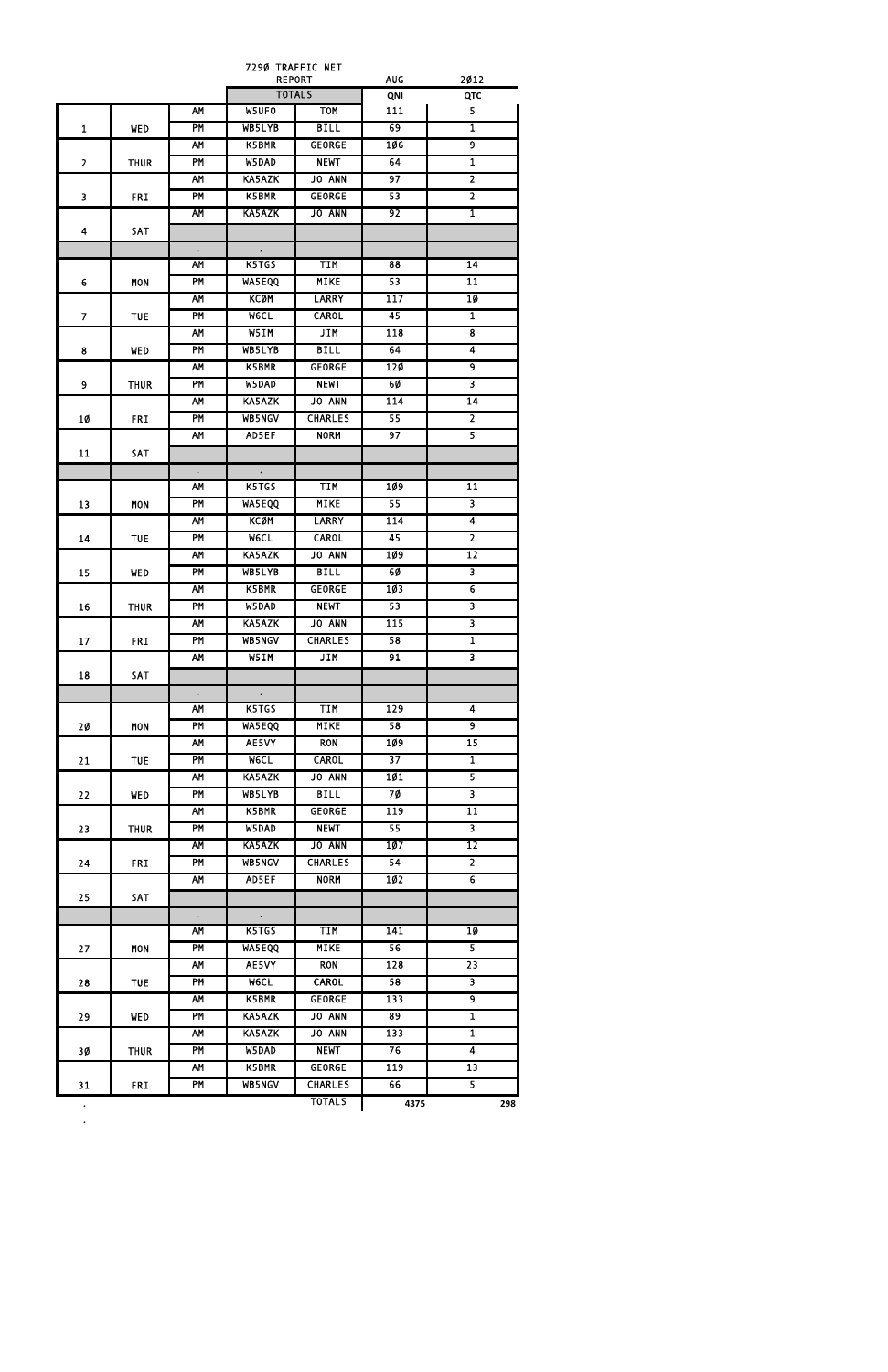7290 TRAFFIC NET REPORT

| | | | TOTALS | | AUG QNI | 2012 QTC |
|---|---|---|---|---|---|---|
| | | AM | W5UFO | TOM | 111 | 5 |
| 1 | WED | PM | WB5LYB | BILL | 69 | 1 |
| | | AM | K5BMR | GEORGE | 106 | 9 |
| 2 | THUR | PM | W5DAD | NEWT | 64 | 1 |
| | | AM | KA5AZK | JO ANN | 97 | 2 |
| 3 | FRI | PM | K5BMR | GEORGE | 53 | 2 |
| | | AM | KA5AZK | JO ANN | 92 | 1 |
| 4 | SAT | | | | | |
| | | . | . | | | |
| | | AM | K5TGS | TIM | 88 | 14 |
| 6 | MON | PM | WA5EQQ | MIKE | 53 | 11 |
| | | AM | KC0M | LARRY | 117 | 10 |
| 7 | TUE | PM | W6CL | CAROL | 45 | 1 |
| | | AM | W5IM | JIM | 118 | 8 |
| 8 | WED | PM | WB5LYB | BILL | 64 | 4 |
| | | AM | K5BMR | GEORGE | 120 | 9 |
| 9 | THUR | PM | W5DAD | NEWT | 60 | 3 |
| | | AM | KA5AZK | JO ANN | 114 | 14 |
| 10 | FRI | PM | WB5NGV | CHARLES | 55 | 2 |
| | | AM | AD5EF | NORM | 97 | 5 |
| 11 | SAT | | | | | |
| | | . | . | | | |
| | | AM | K5TGS | TIM | 109 | 11 |
| 13 | MON | PM | WA5EQQ | MIKE | 55 | 3 |
| | | AM | KC0M | LARRY | 114 | 4 |
| 14 | TUE | PM | W6CL | CAROL | 45 | 2 |
| | | AM | KA5AZK | JO ANN | 109 | 12 |
| 15 | WED | PM | WB5LYB | BILL | 60 | 3 |
| | | AM | K5BMR | GEORGE | 103 | 6 |
| 16 | THUR | PM | W5DAD | NEWT | 53 | 3 |
| | | AM | KA5AZK | JO ANN | 115 | 3 |
| 17 | FRI | PM | WB5NGV | CHARLES | 58 | 1 |
| | | AM | W5IM | JIM | 91 | 3 |
| 18 | SAT | | | | | |
| | | . | . | | | |
| | | AM | K5TGS | TIM | 129 | 4 |
| 20 | MON | PM | WA5EQQ | MIKE | 58 | 9 |
| | | AM | AE5VY | RON | 109 | 15 |
| 21 | TUE | PM | W6CL | CAROL | 37 | 1 |
| | | AM | KA5AZK | JO ANN | 101 | 5 |
| 22 | WED | PM | WB5LYB | BILL | 70 | 3 |
| | | AM | K5BMR | GEORGE | 119 | 11 |
| 23 | THUR | PM | W5DAD | NEWT | 55 | 3 |
| | | AM | KA5AZK | JO ANN | 107 | 12 |
| 24 | FRI | PM | WB5NGV | CHARLES | 54 | 2 |
| | | AM | AD5EF | NORM | 102 | 6 |
| 25 | SAT | | | | | |
| | | . | . | | | |
| | | AM | K5TGS | TIM | 141 | 10 |
| 27 | MON | PM | WA5EQQ | MIKE | 56 | 5 |
| | | AM | AE5VY | RON | 128 | 23 |
| 28 | TUE | PM | W6CL | CAROL | 58 | 3 |
| | | AM | K5BMR | GEORGE | 133 | 9 |
| 29 | WED | PM | KA5AZK | JO ANN | 89 | 1 |
| | | AM | KA5AZK | JO ANN | 133 | 1 |
| 30 | THUR | PM | W5DAD | NEWT | 76 | 4 |
| | | AM | K5BMR | GEORGE | 119 | 13 |
| 31 | FRI | PM | WB5NGV | CHARLES | 66 | 5 |
| . | | | | TOTALS | 4375 | 298 |

.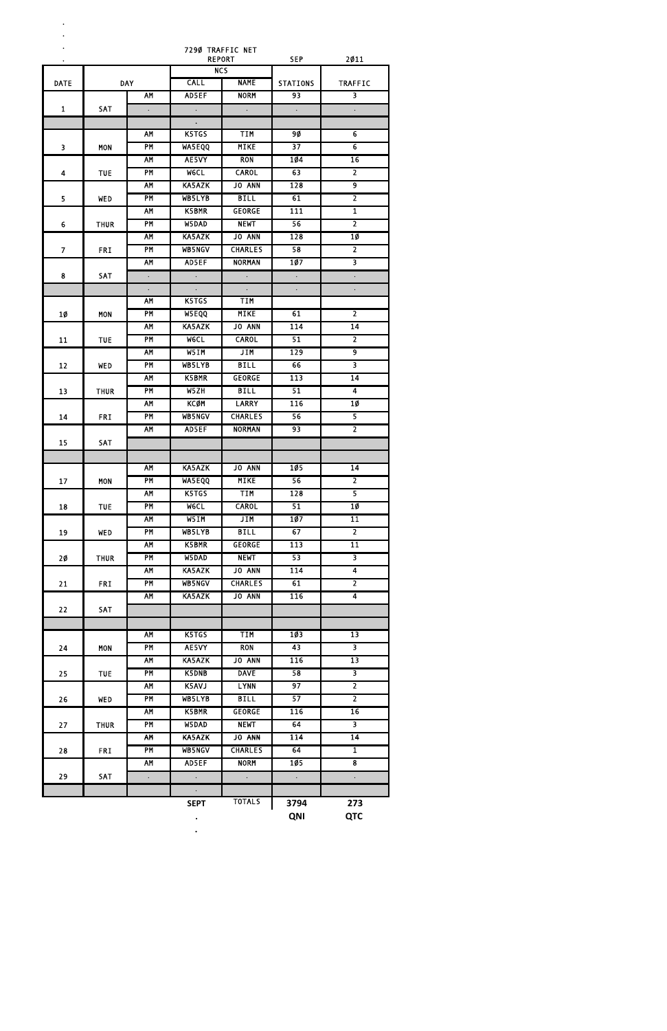7290 TRAFFIC NET REPORT SEP 2011

| DATE | DAY | | NCS CALL | NCS NAME | STATIONS | TRAFFIC |
|---|---|---|---|---|---|---|
| 1 | SAT | AM | AD5EF | NORM | 93 | 3 |
| | | . | . | . | . | . |
| | | | . | | | |
| 3 | MON | AM | K5TGS | TIM | 90 | 6 |
| | | PM | WA5EQQ | MIKE | 37 | 6 |
| 4 | TUE | AM | AE5VY | RON | 104 | 16 |
| | | PM | W6CL | CAROL | 63 | 2 |
| 5 | WED | AM | KA5AZK | JO ANN | 128 | 9 |
| | | PM | WB5LYB | BILL | 61 | 2 |
| 6 | THUR | AM | K5BMR | GEORGE | 111 | 1 |
| | | PM | W5DAD | NEWT | 56 | 2 |
| 7 | FRI | AM | KA5AZK | JO ANN | 128 | 10 |
| | | PM | WB5NGV | CHARLES | 58 | 2 |
| 8 | SAT | AM | AD5EF | NORMAN | 107 | 3 |
| | | . | . | . | . | . |
| | | . | . | . | . | . |
| 10 | MON | AM | K5TGS | TIM | | |
| | | PM | W5EQQ | MIKE | 61 | 2 |
| 11 | TUE | AM | KA5AZK | JO ANN | 114 | 14 |
| | | PM | W6CL | CAROL | 51 | 2 |
| 12 | WED | AM | W5IM | JIM | 129 | 9 |
| | | PM | WB5LYB | BILL | 66 | 3 |
| 13 | THUR | AM | K5BMR | GEORGE | 113 | 14 |
| | | PM | W5ZH | BILL | 51 | 4 |
| 14 | FRI | AM | KC0M | LARRY | 116 | 10 |
| | | PM | WB5NGV | CHARLES | 56 | 5 |
| 15 | SAT | AM | AD5EF | NORMAN | 93 | 2 |
| | | | | | | |
| | | | | | | |
| 17 | MON | AM | KA5AZK | JO ANN | 105 | 14 |
| | | PM | WA5EQQ | MIKE | 56 | 2 |
| 18 | TUE | AM | K5TGS | TIM | 128 | 5 |
| | | PM | W6CL | CAROL | 51 | 10 |
| 19 | WED | AM | W5IM | JIM | 107 | 11 |
| | | PM | WB5LYB | BILL | 67 | 2 |
| 20 | THUR | AM | K5BMR | GEORGE | 113 | 11 |
| | | PM | W5DAD | NEWT | 53 | 3 |
| 21 | FRI | AM | KA5AZK | JO ANN | 114 | 4 |
| | | PM | WB5NGV | CHARLES | 61 | 2 |
| 22 | SAT | AM | KA5AZK | JO ANN | 116 | 4 |
| | | | | | | |
| | | | | | | |
| 24 | MON | AM | K5TGS | TIM | 103 | 13 |
| | | PM | AE5VY | RON | 43 | 3 |
| 25 | TUE | AM | KA5AZK | JO ANN | 116 | 13 |
| | | PM | K5DNB | DAVE | 58 | 3 |
| 26 | WED | AM | K5AVJ | LYNN | 97 | 2 |
| | | PM | WB5LYB | BILL | 57 | 2 |
| 27 | THUR | AM | K5BMR | GEORGE | 116 | 16 |
| | | PM | W5DAD | NEWT | 64 | 3 |
| 28 | FRI | AM | KA5AZK | JO ANN | 114 | 14 |
| | | PM | WB5NGV | CHARLES | 64 | 1 |
| 29 | SAT | AM | AD5EF | NORM | 105 | 8 |
| | | . | . | . | . | . |
| | | | . | | | |
| | | | SEPT | TOTALS | 3794 | 273 |
| | | | | | QNI | QTC |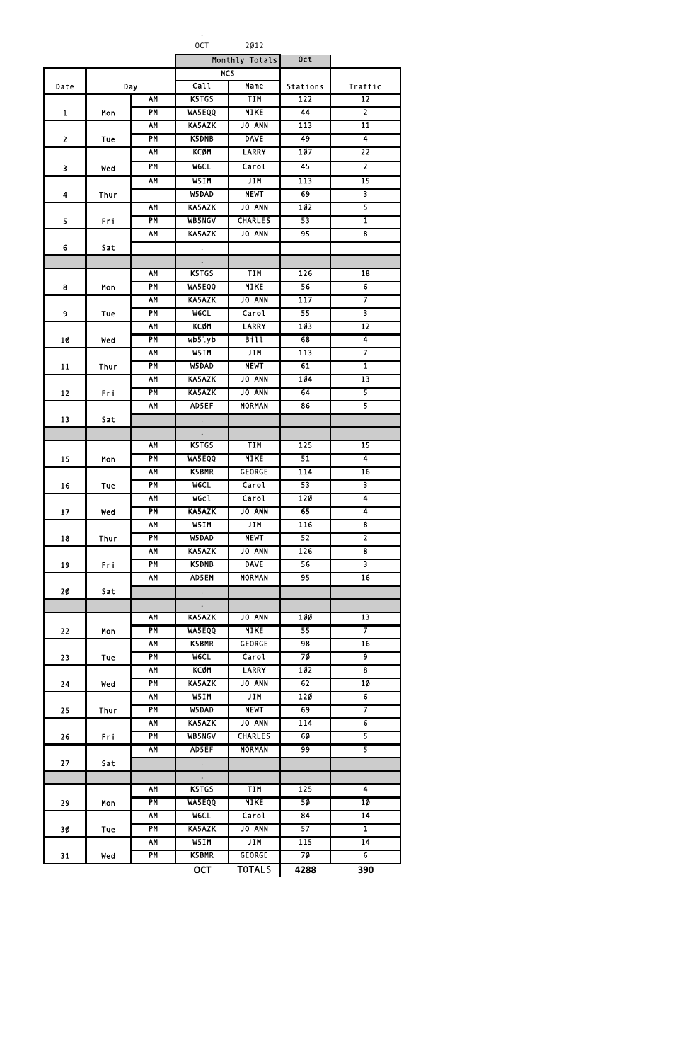OCT 2012

| Date | Day | | Call | Name | Stations | Traffic |
|---|---|---|---|---|---|---|
| | | | Monthly Totals | | Oct | |
| | | | NCS | | | |
| 1 | Mon | AM | K5TGS | TIM | 122 | 12 |
| | | PM | WA5EQQ | MIKE | 44 | 2 |
| 2 | Tue | AM | KA5AZK | JO ANN | 113 | 11 |
| | | PM | K5DNB | DAVE | 49 | 4 |
| 3 | Wed | AM | KCØM | LARRY | 1Ø7 | 22 |
| | | PM | W6CL | Carol | 45 | 2 |
| 4 | Thur | AM | W5IM | JIM | 113 | 15 |
| | | | W5DAD | NEWT | 69 | 3 |
| 5 | Fri | AM | KA5AZK | JO ANN | 1Ø2 | 5 |
| | | PM | WB5NGV | CHARLES | 53 | 1 |
| 6 | Sat | AM | KA5AZK | JO ANN | 95 | 8 |
| | | | . | | | |
| | | | . | | | |
| 8 | Mon | AM | K5TGS | TIM | 126 | 18 |
| | | PM | WA5EQQ | MIKE | 56 | 6 |
| 9 | Tue | AM | KA5AZK | JO ANN | 117 | 7 |
| | | PM | W6CL | Carol | 55 | 3 |
| 1Ø | Wed | AM | KCØM | LARRY | 1Ø3 | 12 |
| | | PM | wb5lyb | Bill | 68 | 4 |
| 11 | Thur | AM | W5IM | JIM | 113 | 7 |
| | | PM | W5DAD | NEWT | 61 | 1 |
| 12 | Fri | AM | KA5AZK | JO ANN | 1Ø4 | 13 |
| | | PM | KA5AZK | JO ANN | 64 | 5 |
| 13 | Sat | AM | AD5EF | NORMAN | 86 | 5 |
| | | | . | | | |
| | | | . | | | |
| 15 | Mon | AM | K5TGS | TIM | 125 | 15 |
| | | PM | WA5EQQ | MIKE | 51 | 4 |
| 16 | Tue | AM | K5BMR | GEORGE | 114 | 16 |
| | | PM | W6CL | Carol | 53 | 3 |
| 17 | Wed | AM | w6cl | Carol | 12Ø | 4 |
| | | PM | KA5AZK | JO ANN | 65 | 4 |
| 18 | Thur | AM | W5IM | JIM | 116 | 8 |
| | | PM | W5DAD | NEWT | 52 | 2 |
| 19 | Fri | AM | KA5AZK | JO ANN | 126 | 8 |
| | | PM | K5DNB | DAVE | 56 | 3 |
| 2Ø | Sat | AM | AD5EM | NORMAN | 95 | 16 |
| | | | . | | | |
| | | | . | | | |
| 22 | Mon | AM | KA5AZK | JO ANN | 1ØØ | 13 |
| | | PM | WA5EQQ | MIKE | 55 | 7 |
| 23 | Tue | AM | K5BMR | GEORGE | 98 | 16 |
| | | PM | W6CL | Carol | 7Ø | 9 |
| 24 | Wed | AM | KCØM | LARRY | 1Ø2 | 8 |
| | | PM | KA5AZK | JO ANN | 62 | 1Ø |
| 25 | Thur | AM | W5IM | JIM | 12Ø | 6 |
| | | PM | W5DAD | NEWT | 69 | 7 |
| 26 | Fri | AM | KA5AZK | JO ANN | 114 | 6 |
| | | PM | WB5NGV | CHARLES | 6Ø | 5 |
| 27 | Sat | AM | AD5EF | NORMAN | 99 | 5 |
| | | | . | | | |
| | | | . | | | |
| 29 | Mon | AM | K5TGS | TIM | 125 | 4 |
| | | PM | WA5EQQ | MIKE | 5Ø | 1Ø |
| 3Ø | Tue | AM | W6CL | Carol | 84 | 14 |
| | | PM | KA5AZK | JO ANN | 57 | 1 |
| 31 | Wed | AM | W5IM | JIM | 115 | 14 |
| | | PM | K5BMR | GEORGE | 7Ø | 6 |
| | | | OCT | TOTALS | 4288 | 390 |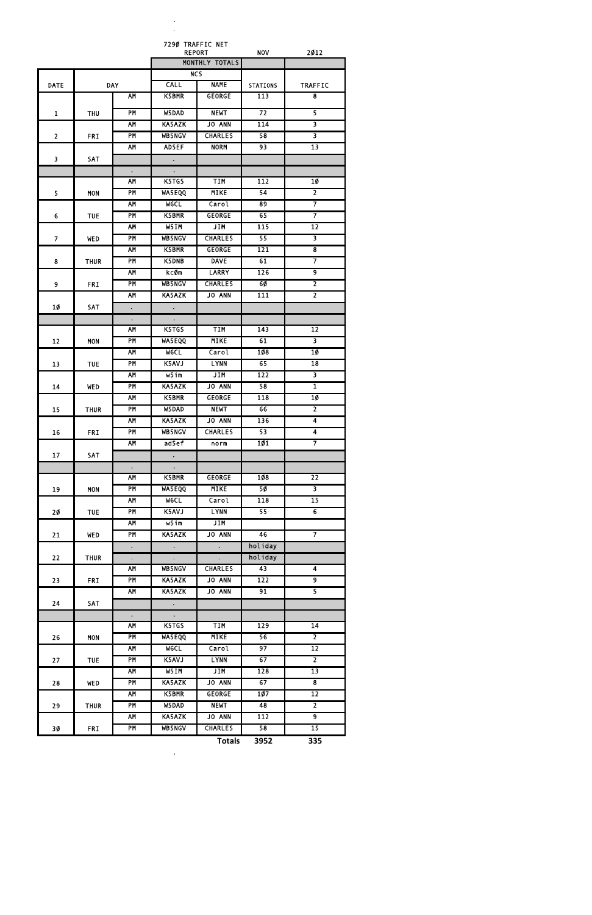7290 TRAFFIC NET REPORT NOV 2012

| DATE | DAY | | NCS CALL | NCS NAME | STATIONS | TRAFFIC |
|---|---|---|---|---|---|---|
| | | | MONTHLY TOTALS | | | |
| 1 | THU | AM | K5BMR | GEORGE | 113 | 8 |
| | | PM | W5DAD | NEWT | 72 | 5 |
| 2 | FRI | AM | KA5AZK | JO ANN | 114 | 3 |
| | | PM | WB5NGV | CHARLES | 58 | 3 |
| 3 | SAT | AM | AD5EF | NORM | 93 | 13 |
| | | | . | | | |
| | | . | . | | | |
| 5 | MON | AM | K5TGS | TIM | 112 | 10 |
| | | PM | WA5EQQ | MIKE | 54 | 2 |
| 6 | TUE | AM | W6CL | Carol | 89 | 7 |
| | | PM | K5BMR | GEORGE | 65 | 7 |
| 7 | WED | AM | W5IM | JIM | 115 | 12 |
| | | PM | WB5NGV | CHARLES | 55 | 3 |
| 8 | THUR | AM | K5BMR | GEORGE | 121 | 8 |
| | | PM | K5DNB | DAVE | 61 | 7 |
| 9 | FRI | AM | kc0m | LARRY | 126 | 9 |
| | | PM | WB5NGV | CHARLES | 60 | 2 |
| 10 | SAT | AM | KA5AZK | JO ANN | 111 | 2 |
| | | . | . | | | |
| | | . | . | | | |
| 12 | MON | AM | K5TGS | TIM | 143 | 12 |
| | | PM | WA5EQQ | MIKE | 61 | 3 |
| 13 | TUE | AM | W6CL | Carol | 108 | 10 |
| | | PM | K5AVJ | LYNN | 65 | 18 |
| 14 | WED | AM | w5im | JIM | 122 | 3 |
| | | PM | KA5AZK | JO ANN | 58 | 1 |
| 15 | THUR | AM | K5BMR | GEORGE | 118 | 10 |
| | | PM | W5DAD | NEWT | 66 | 2 |
| 16 | FRI | AM | KA5AZK | JO ANN | 136 | 4 |
| | | PM | WB5NGV | CHARLES | 53 | 4 |
| 17 | SAT | AM | ad5ef | norm | 101 | 7 |
| | | | . | | | |
| | | . | . | | | |
| 19 | MON | AM | K5BMR | GEORGE | 108 | 22 |
| | | PM | WA5EQQ | MIKE | 50 | 3 |
| 20 | TUE | AM | W6CL | Carol | 118 | 15 |
| | | PM | K5AVJ | LYNN | 55 | 6 |
| 21 | WED | AM | w5im | JIM | | |
| | | PM | KA5AZK | JO ANN | 46 | 7 |
| 22 | THUR | . | . | . | holiday | |
| | | . | . | . | holiday | |
| 23 | FRI | AM | WB5NGV | CHARLES | 43 | 4 |
| | | PM | KA5AZK | JO ANN | 122 | 9 |
| 24 | SAT | AM | KA5AZK | JO ANN | 91 | 5 |
| | | | . | | | |
| | | . | . | | | |
| 26 | MON | AM | K5TGS | TIM | 129 | 14 |
| | | PM | WA5EQQ | MIKE | 56 | 2 |
| 27 | TUE | AM | W6CL | Carol | 97 | 12 |
| | | PM | K5AVJ | LYNN | 67 | 2 |
| 28 | WED | AM | W5IM | JIM | 128 | 13 |
| | | PM | KA5AZK | JO ANN | 67 | 8 |
| 29 | THUR | AM | K5BMR | GEORGE | 107 | 12 |
| | | PM | W5DAD | NEWT | 48 | 2 |
| 30 | FRI | AM | KA5AZK | JO ANN | 112 | 9 |
| | | PM | WB5NGV | CHARLES | 58 | 15 |
| | | | | **Totals** | **3952** | **335** |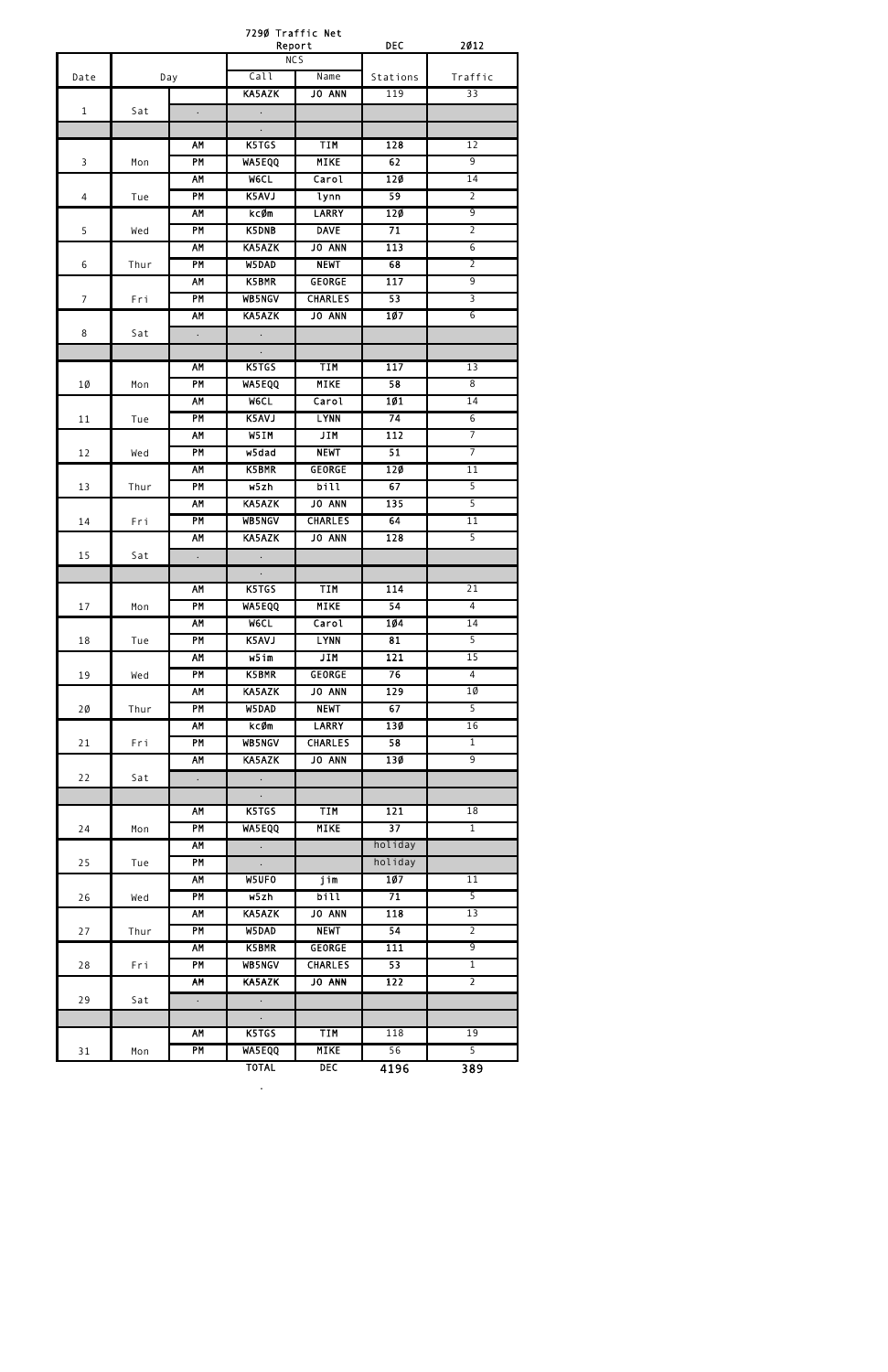7290 Traffic Net Report DEC 2012

| Date | Day | | NCS Call | Name | Stations | Traffic |
|---|---|---|---|---|---|---|
| | | | KA5AZK | JO ANN | 119 | 33 |
| 1 | Sat | . | . | | | |
| | | | . | | | |
| | | AM | K5TGS | TIM | 128 | 12 |
| 3 | Mon | PM | WA5EQQ | MIKE | 62 | 9 |
| | | AM | W6CL | Carol | 120 | 14 |
| 4 | Tue | PM | K5AVJ | lynn | 59 | 2 |
| | | AM | kc0m | LARRY | 120 | 9 |
| 5 | Wed | PM | K5DNB | DAVE | 71 | 2 |
| | | AM | KA5AZK | JO ANN | 113 | 6 |
| 6 | Thur | PM | W5DAD | NEWT | 68 | 2 |
| | | AM | K5BMR | GEORGE | 117 | 9 |
| 7 | Fri | PM | WB5NGV | CHARLES | 53 | 3 |
| | | AM | KA5AZK | JO ANN | 107 | 6 |
| 8 | Sat | . | . | | | |
| | | | . | | | |
| | | AM | K5TGS | TIM | 117 | 13 |
| 10 | Mon | PM | WA5EQQ | MIKE | 58 | 8 |
| | | AM | W6CL | Carol | 101 | 14 |
| 11 | Tue | PM | K5AVJ | LYNN | 74 | 6 |
| | | AM | W5IM | JIM | 112 | 7 |
| 12 | Wed | PM | w5dad | NEWT | 51 | 7 |
| | | AM | K5BMR | GEORGE | 120 | 11 |
| 13 | Thur | PM | w5zh | bill | 67 | 5 |
| | | AM | KA5AZK | JO ANN | 135 | 5 |
| 14 | Fri | PM | WB5NGV | CHARLES | 64 | 11 |
| | | AM | KA5AZK | JO ANN | 128 | 5 |
| 15 | Sat | . | . | | | |
| | | | . | | | |
| | | AM | K5TGS | TIM | 114 | 21 |
| 17 | Mon | PM | WA5EQQ | MIKE | 54 | 4 |
| | | AM | W6CL | Carol | 104 | 14 |
| 18 | Tue | PM | K5AVJ | LYNN | 81 | 5 |
| | | AM | w5im | JIM | 121 | 15 |
| 19 | Wed | PM | K5BMR | GEORGE | 76 | 4 |
| | | AM | KA5AZK | JO ANN | 129 | 10 |
| 20 | Thur | PM | W5DAD | NEWT | 67 | 5 |
| | | AM | kc0m | LARRY | 130 | 16 |
| 21 | Fri | PM | WB5NGV | CHARLES | 58 | 1 |
| | | AM | KA5AZK | JO ANN | 130 | 9 |
| 22 | Sat | . | . | | | |
| | | | . | | | |
| | | AM | K5TGS | TIM | 121 | 18 |
| 24 | Mon | PM | WA5EQQ | MIKE | 37 | 1 |
| | | AM | . | | holiday | |
| 25 | Tue | PM | . | | holiday | |
| | | AM | W5UFO | jim | 107 | 11 |
| 26 | Wed | PM | w5zh | bill | 71 | 5 |
| | | AM | KA5AZK | JO ANN | 118 | 13 |
| 27 | Thur | PM | W5DAD | NEWT | 54 | 2 |
| | | AM | K5BMR | GEORGE | 111 | 9 |
| 28 | Fri | PM | WB5NGV | CHARLES | 53 | 1 |
| | | AM | KA5AZK | JO ANN | 122 | 2 |
| 29 | Sat | . | . | | | |
| | | | . | | | |
| | | AM | K5TGS | TIM | 118 | 19 |
| 31 | Mon | PM | WA5EQQ | MIKE | 56 | 5 |
| | | | TOTAL | DEC | 4196 | 389 |

.